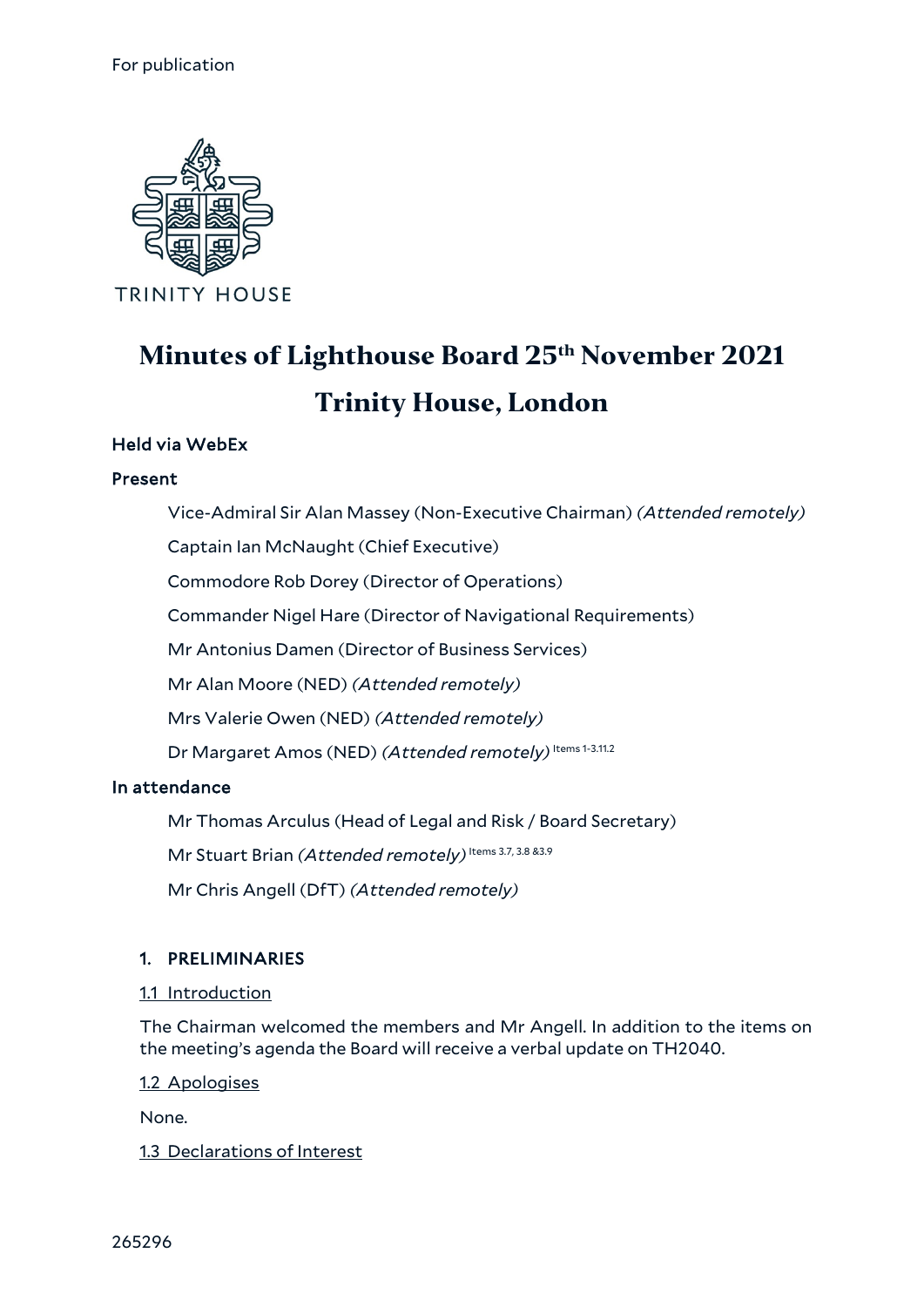For publication

TRINITY HOUSE

# Minutes of Lighthouse Board 25th November 2021

# Trinity House, London

**Held via WebEx**

**Present**

Vice-Admiral Sir Alan Massey (Non-Executive Chairman) *(Attended remotely)*

Captain Ian McNaught (Chief Executive)

Commodore Rob Dorey (Director of Operations)

Commander Nigel Hare (Director of Navigational Requirements)

Mr Antonius Damen (Director of Business Services)

Mr Alan Moore (NED) *(Attended remotely)*

Mrs Valerie Owen (NED) *(Attended remotely)*

Dr Margaret Amos (NED) *(Attended remotely)* Items 1-3.11.2

**In attendance**

Mr Thomas Arculus (Head of Legal and Risk / Board Secretary)

Mr Stuart Brian *(Attended remotely)* Items 3.7, 3.8 &3.9

Mr Chris Angell (DfT) *(Attended remotely)*

## 1. PRELIMINARIES

1.1 Introduction

The Chairman welcomed the members and Mr Angell. In addition to the items on the meeting's agenda the Board will receive a verbal update on TH2040.

1.2 Apologises

None.

1.3 Declarations of Interest

265296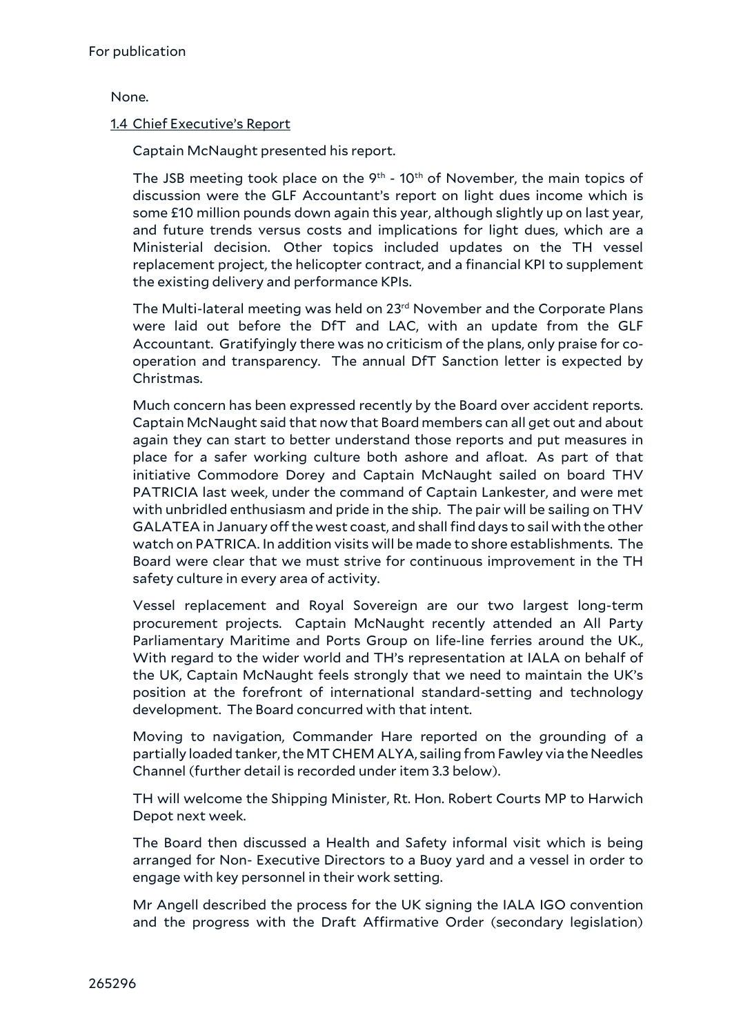None.

1.4 Chief Executive's Report

Captain McNaught presented his report.

The JSB meeting took place on the 9th - 10th of November, the main topics of discussion were the GLF Accountant's report on light dues income which is some £10 million pounds down again this year, although slightly up on last year, and future trends versus costs and implications for light dues, which are a Ministerial decision. Other topics included updates on the TH vessel replacement project, the helicopter contract, and a financial KPI to supplement the existing delivery and performance KPIs.

The Multi-lateral meeting was held on 23rd November and the Corporate Plans were laid out before the DfT and LAC, with an update from the GLF Accountant. Gratifyingly there was no criticism of the plans, only praise for co-operation and transparency. The annual DfT Sanction letter is expected by Christmas.

Much concern has been expressed recently by the Board over accident reports. Captain McNaught said that now that Board members can all get out and about again they can start to better understand those reports and put measures in place for a safer working culture both ashore and afloat. As part of that initiative Commodore Dorey and Captain McNaught sailed on board THV PATRICIA last week, under the command of Captain Lankester, and were met with unbridled enthusiasm and pride in the ship. The pair will be sailing on THV GALATEA in January off the west coast, and shall find days to sail with the other watch on PATRICA. In addition visits will be made to shore establishments. The Board were clear that we must strive for continuous improvement in the TH safety culture in every area of activity.

Vessel replacement and Royal Sovereign are our two largest long-term procurement projects. Captain McNaught recently attended an All Party Parliamentary Maritime and Ports Group on life-line ferries around the UK., With regard to the wider world and TH's representation at IALA on behalf of the UK, Captain McNaught feels strongly that we need to maintain the UK's position at the forefront of international standard-setting and technology development. The Board concurred with that intent.

Moving to navigation, Commander Hare reported on the grounding of a partially loaded tanker, the MT CHEM ALYA, sailing from Fawley via the Needles Channel (further detail is recorded under item 3.3 below).

TH will welcome the Shipping Minister, Rt. Hon. Robert Courts MP to Harwich Depot next week.

The Board then discussed a Health and Safety informal visit which is being arranged for Non- Executive Directors to a Buoy yard and a vessel in order to engage with key personnel in their work setting.

Mr Angell described the process for the UK signing the IALA IGO convention and the progress with the Draft Affirmative Order (secondary legislation)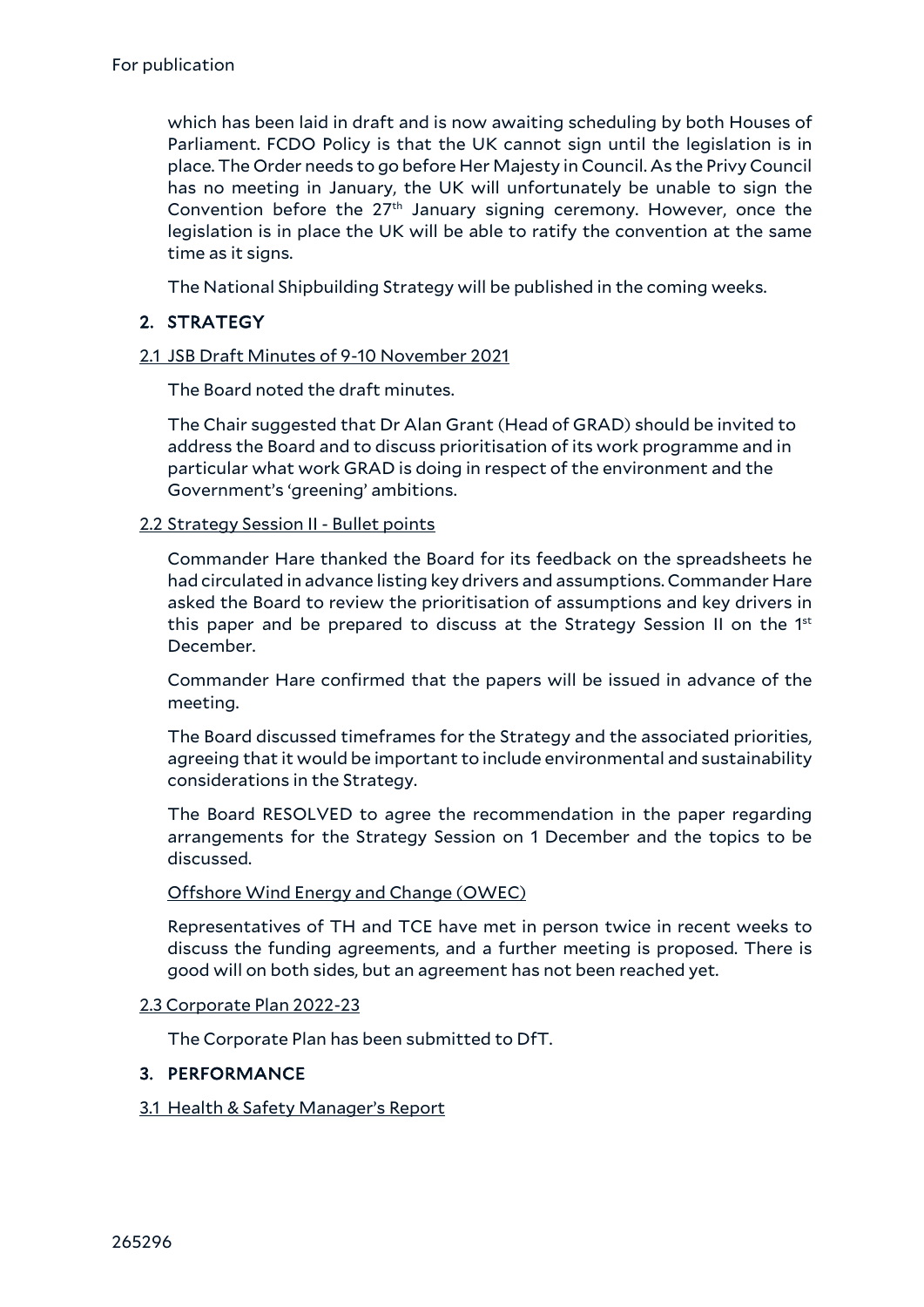which has been laid in draft and is now awaiting scheduling by both Houses of Parliament. FCDO Policy is that the UK cannot sign until the legislation is in place. The Order needs to go before Her Majesty in Council. As the Privy Council has no meeting in January, the UK will unfortunately be unable to sign the Convention before the 27th January signing ceremony. However, once the legislation is in place the UK will be able to ratify the convention at the same time as it signs.

The National Shipbuilding Strategy will be published in the coming weeks.

## 2. STRATEGY

### 2.1 JSB Draft Minutes of 9-10 November 2021

The Board noted the draft minutes.

The Chair suggested that Dr Alan Grant (Head of GRAD) should be invited to address the Board and to discuss prioritisation of its work programme and in particular what work GRAD is doing in respect of the environment and the Government's 'greening' ambitions.

### 2.2 Strategy Session II - Bullet points

Commander Hare thanked the Board for its feedback on the spreadsheets he had circulated in advance listing key drivers and assumptions. Commander Hare asked the Board to review the prioritisation of assumptions and key drivers in this paper and be prepared to discuss at the Strategy Session II on the 1st December.

Commander Hare confirmed that the papers will be issued in advance of the meeting.

The Board discussed timeframes for the Strategy and the associated priorities, agreeing that it would be important to include environmental and sustainability considerations in the Strategy.

The Board RESOLVED to agree the recommendation in the paper regarding arrangements for the Strategy Session on 1 December and the topics to be discussed.

#### Offshore Wind Energy and Change (OWEC)

Representatives of TH and TCE have met in person twice in recent weeks to discuss the funding agreements, and a further meeting is proposed. There is good will on both sides, but an agreement has not been reached yet.

### 2.3 Corporate Plan 2022-23

The Corporate Plan has been submitted to DfT.

## 3. PERFORMANCE

### 3.1 Health & Safety Manager's Report

265296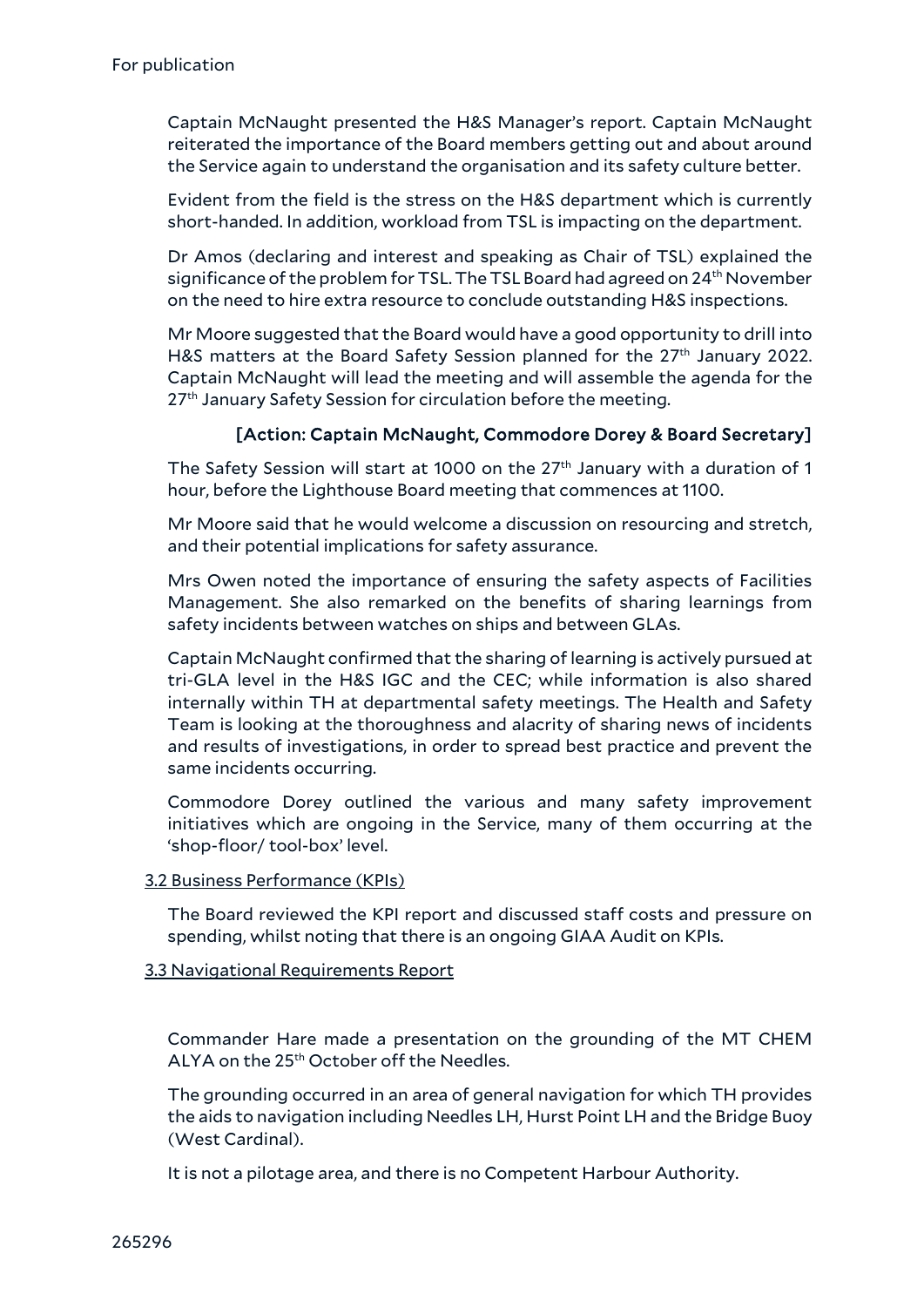Captain McNaught presented the H&S Manager's report. Captain McNaught reiterated the importance of the Board members getting out and about around the Service again to understand the organisation and its safety culture better.

Evident from the field is the stress on the H&S department which is currently short-handed. In addition, workload from TSL is impacting on the department.

Dr Amos (declaring and interest and speaking as Chair of TSL) explained the significance of the problem for TSL. The TSL Board had agreed on 24th November on the need to hire extra resource to conclude outstanding H&S inspections.

Mr Moore suggested that the Board would have a good opportunity to drill into H&S matters at the Board Safety Session planned for the 27th January 2022. Captain McNaught will lead the meeting and will assemble the agenda for the 27th January Safety Session for circulation before the meeting.

**[Action: Captain McNaught, Commodore Dorey & Board Secretary]**

The Safety Session will start at 1000 on the 27th January with a duration of 1 hour, before the Lighthouse Board meeting that commences at 1100.

Mr Moore said that he would welcome a discussion on resourcing and stretch, and their potential implications for safety assurance.

Mrs Owen noted the importance of ensuring the safety aspects of Facilities Management. She also remarked on the benefits of sharing learnings from safety incidents between watches on ships and between GLAs.

Captain McNaught confirmed that the sharing of learning is actively pursued at tri-GLA level in the H&S IGC and the CEC; while information is also shared internally within TH at departmental safety meetings. The Health and Safety Team is looking at the thoroughness and alacrity of sharing news of incidents and results of investigations, in order to spread best practice and prevent the same incidents occurring.

Commodore Dorey outlined the various and many safety improvement initiatives which are ongoing in the Service, many of them occurring at the 'shop-floor/ tool-box' level.

3.2 Business Performance (KPIs)

The Board reviewed the KPI report and discussed staff costs and pressure on spending, whilst noting that there is an ongoing GIAA Audit on KPIs.

3.3 Navigational Requirements Report

Commander Hare made a presentation on the grounding of the MT CHEM ALYA on the 25th October off the Needles.

The grounding occurred in an area of general navigation for which TH provides the aids to navigation including Needles LH, Hurst Point LH and the Bridge Buoy (West Cardinal).

It is not a pilotage area, and there is no Competent Harbour Authority.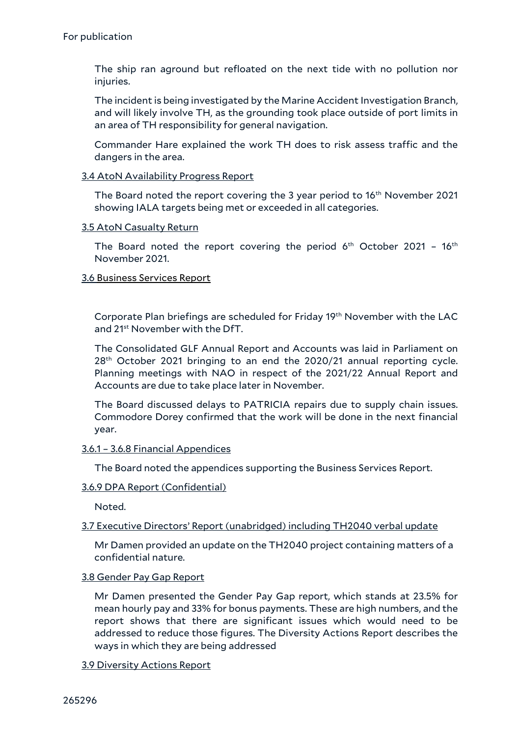The ship ran aground but refloated on the next tide with no pollution nor injuries.

The incident is being investigated by the Marine Accident Investigation Branch, and will likely involve TH, as the grounding took place outside of port limits in an area of TH responsibility for general navigation.

Commander Hare explained the work TH does to risk assess traffic and the dangers in the area.

3.4 AtoN Availability Progress Report

The Board noted the report covering the 3 year period to 16th November 2021 showing IALA targets being met or exceeded in all categories.

3.5 AtoN Casualty Return

The Board noted the report covering the period 6th October 2021 – 16th November 2021.

3.6 Business Services Report

Corporate Plan briefings are scheduled for Friday 19th November with the LAC and 21st November with the DfT.

The Consolidated GLF Annual Report and Accounts was laid in Parliament on 28th October 2021 bringing to an end the 2020/21 annual reporting cycle. Planning meetings with NAO in respect of the 2021/22 Annual Report and Accounts are due to take place later in November.

The Board discussed delays to PATRICIA repairs due to supply chain issues. Commodore Dorey confirmed that the work will be done in the next financial year.

3.6.1 – 3.6.8 Financial Appendices

The Board noted the appendices supporting the Business Services Report.

3.6.9 DPA Report (Confidential)

Noted.

3.7 Executive Directors' Report (unabridged) including TH2040 verbal update

Mr Damen provided an update on the TH2040 project containing matters of a confidential nature.

3.8 Gender Pay Gap Report

Mr Damen presented the Gender Pay Gap report, which stands at 23.5% for mean hourly pay and 33% for bonus payments. These are high numbers, and the report shows that there are significant issues which would need to be addressed to reduce those figures. The Diversity Actions Report describes the ways in which they are being addressed

3.9 Diversity Actions Report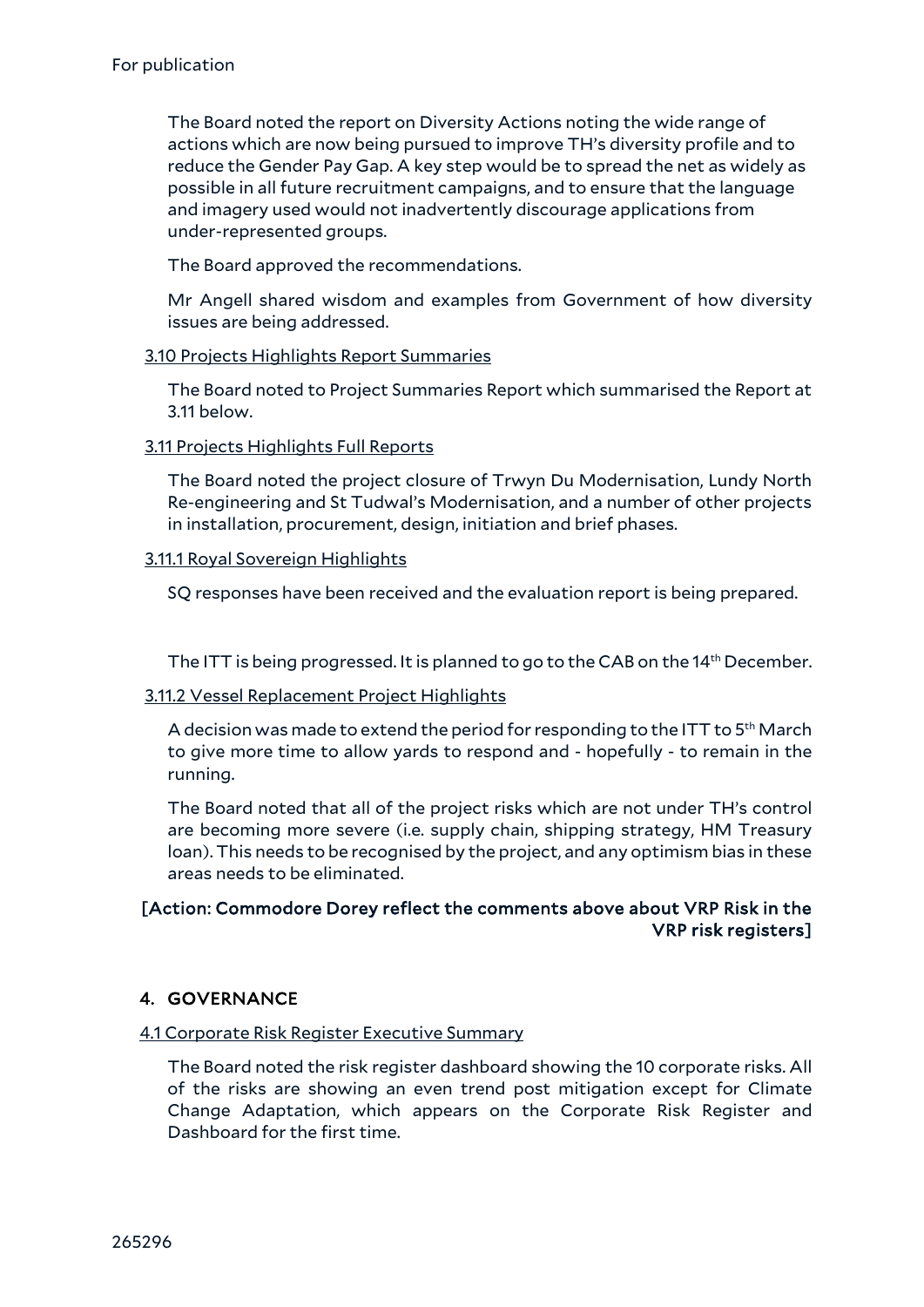The Board noted the report on Diversity Actions noting the wide range of actions which are now being pursued to improve TH's diversity profile and to reduce the Gender Pay Gap. A key step would be to spread the net as widely as possible in all future recruitment campaigns, and to ensure that the language and imagery used would not inadvertently discourage applications from under-represented groups.

The Board approved the recommendations.

Mr Angell shared wisdom and examples from Government of how diversity issues are being addressed.

3.10 Projects Highlights Report Summaries

The Board noted to Project Summaries Report which summarised the Report at 3.11 below.

3.11 Projects Highlights Full Reports

The Board noted the project closure of Trwyn Du Modernisation, Lundy North Re-engineering and St Tudwal's Modernisation, and a number of other projects in installation, procurement, design, initiation and brief phases.

3.11.1 Royal Sovereign Highlights

SQ responses have been received and the evaluation report is being prepared.

The ITT is being progressed. It is planned to go to the CAB on the 14th December.

3.11.2 Vessel Replacement Project Highlights

A decision was made to extend the period for responding to the ITT to 5th March to give more time to allow yards to respond and - hopefully - to remain in the running.

The Board noted that all of the project risks which are not under TH's control are becoming more severe (i.e. supply chain, shipping strategy, HM Treasury loan). This needs to be recognised by the project, and any optimism bias in these areas needs to be eliminated.

**[Action: Commodore Dorey reflect the comments above about VRP Risk in the VRP risk registers]**

## 4. GOVERNANCE

4.1 Corporate Risk Register Executive Summary

The Board noted the risk register dashboard showing the 10 corporate risks. All of the risks are showing an even trend post mitigation except for Climate Change Adaptation, which appears on the Corporate Risk Register and Dashboard for the first time.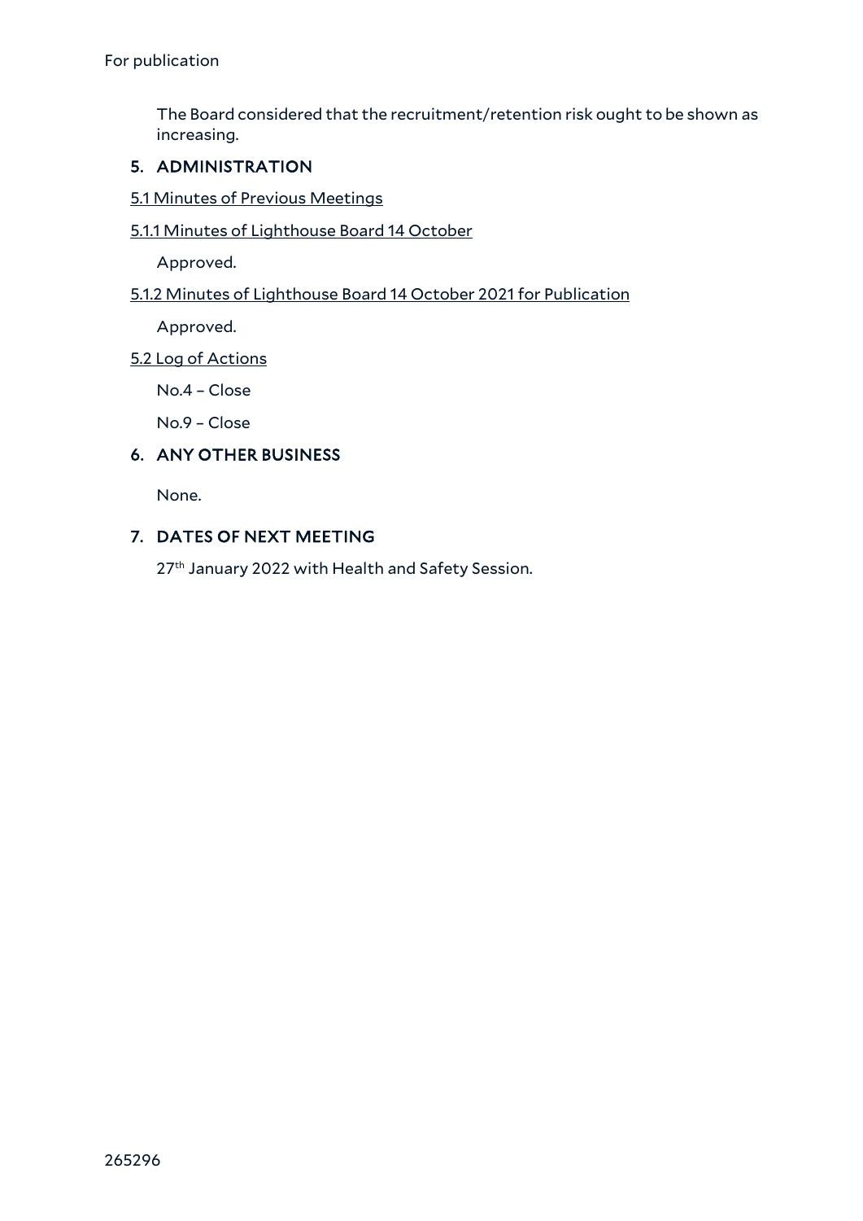The Board considered that the recruitment/retention risk ought to be shown as increasing.

## 5. ADMINISTRATION

5.1 Minutes of Previous Meetings

5.1.1 Minutes of Lighthouse Board 14 October

Approved.

5.1.2 Minutes of Lighthouse Board 14 October 2021 for Publication

Approved.

5.2 Log of Actions

No.4 – Close

No.9 – Close

## 6. ANY OTHER BUSINESS

None.

## 7. DATES OF NEXT MEETING

27th January 2022 with Health and Safety Session.

265296